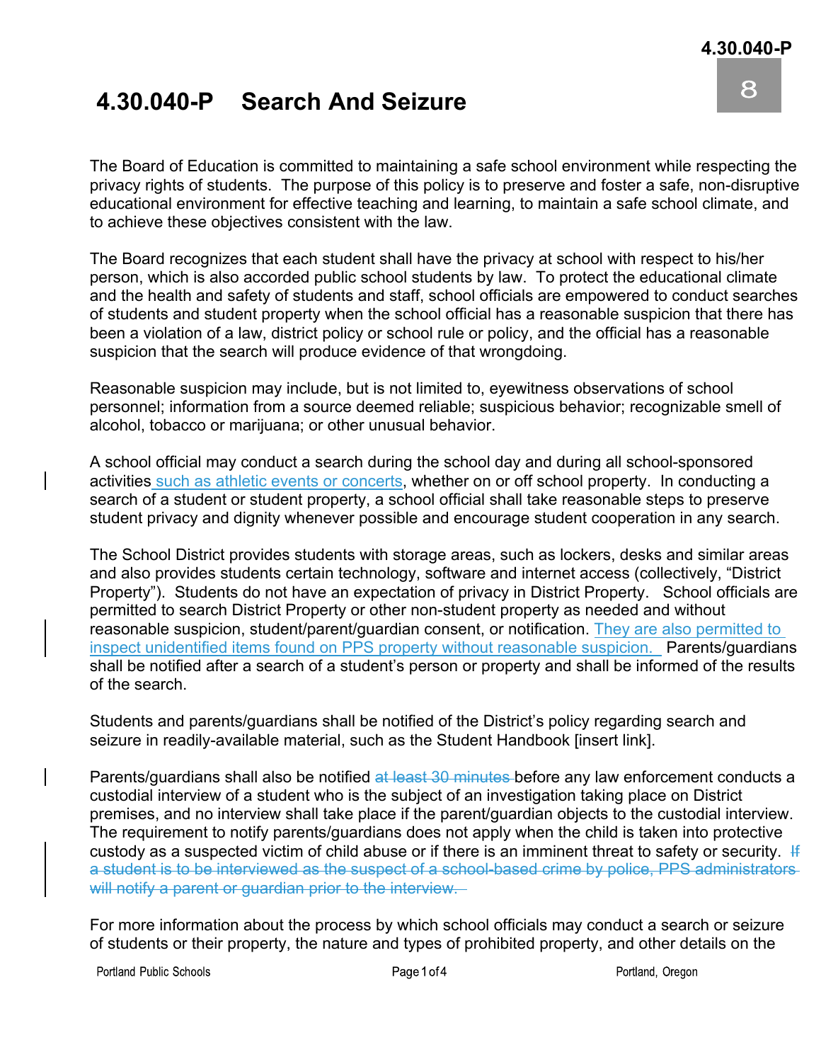# 4.30.040-P Search And Seizure

The Board of Education is committed to maintaining a safe school environment while respecting the privacy rights of students. The purpose of this policy is to preserve and foster a safe, non-disruptive educational environment for effective teaching and learning, to maintain a safe school climate, and to achieve these objectives consistent with the law.

The Board recognizes that each student shall have the privacy at school with respect to his/her person, which is also accorded public school students by law. To protect the educational climate and the health and safety of students and staff, school officials are empowered to conduct searches of students and student property when the school official has a reasonable suspicion that there has been a violation of a law, district policy or school rule or policy, and the official has a reasonable suspicion that the search will produce evidence of that wrongdoing.

Reasonable suspicion may include, but is not limited to, eyewitness observations of school personnel; information from a source deemed reliable; suspicious behavior; recognizable smell of alcohol, tobacco or marijuana; or other unusual behavior.

A school official may conduct a search during the school day and during all school-sponsored activities such as athletic events or concerts, whether on or off school property. In conducting a search of a student or student property, a school official shall take reasonable steps to preserve student privacy and dignity whenever possible and encourage student cooperation in any search.

The School District provides students with storage areas, such as lockers, desks and similar areas and also provides students certain technology, software and internet access (collectively, "District Property"). Students do not have an expectation of privacy in District Property. School officials are permitted to search District Property or other non-student property as needed and without reasonable suspicion, student/parent/guardian consent, or notification. They are also permitted to inspect unidentified items found on PPS property without reasonable suspicion. Parents/guardians shall be notified after a search of a student's person or property and shall be informed of the results of the search.

Students and parents/guardians shall be notified of the District's policy regarding search and seizure in readily-available material, such as the Student Handbook [insert link].

Parents/guardians shall also be notified ~~at least 30 minutes~~ before any law enforcement conducts a custodial interview of a student who is the subject of an investigation taking place on District premises, and no interview shall take place if the parent/guardian objects to the custodial interview. The requirement to notify parents/guardians does not apply when the child is taken into protective custody as a suspected victim of child abuse or if there is an imminent threat to safety or security. ~~If a student is to be interviewed as the suspect of a school-based crime by police, PPS administrators will notify a parent or guardian prior to the interview.~~

For more information about the process by which school officials may conduct a search or seizure of students or their property, the nature and types of prohibited property, and other details on the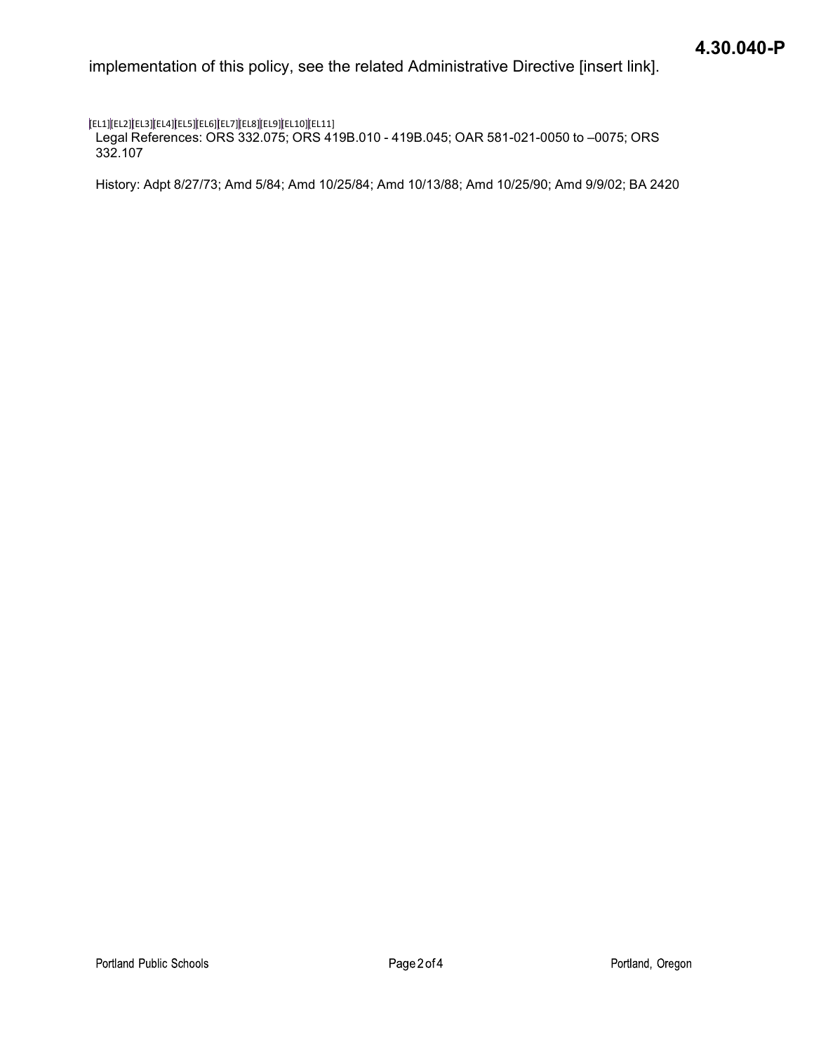implementation of this policy, see the related Administrative Directive [insert link].

[EL1][EL2][EL3][EL4][EL5][EL6][EL7][EL8][EL9][EL10][EL11]

Legal References: ORS 332.075; ORS 419B.010 - 419B.045; OAR 581-021-0050 to –0075; ORS 332.107

History: Adpt 8/27/73; Amd 5/84; Amd 10/25/84; Amd 10/13/88; Amd 10/25/90; Amd 9/9/02; BA 2420